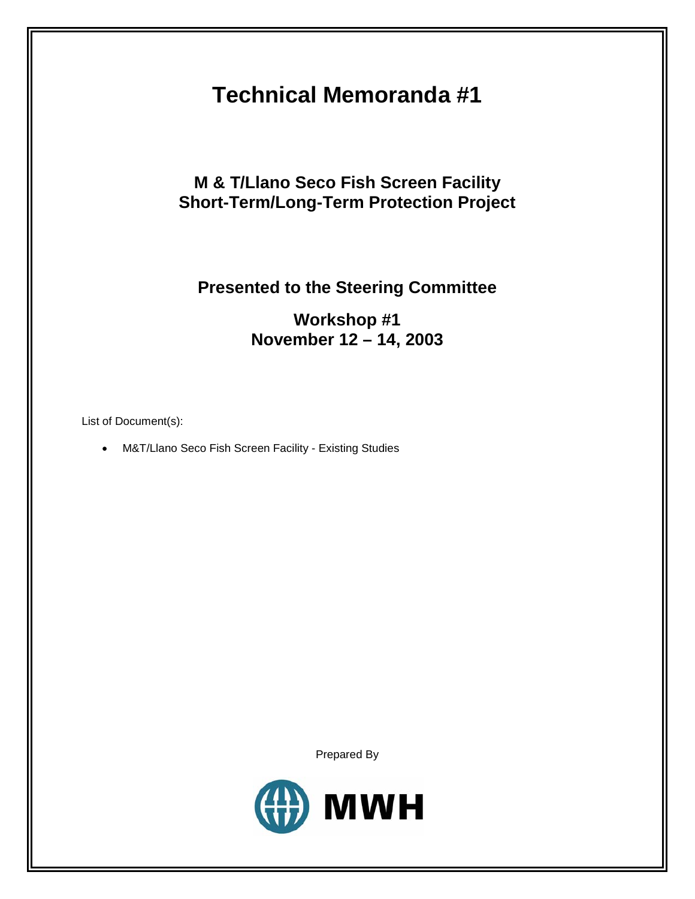# Technical Memoranda #1

## M & T/Llano Seco Fish Screen Facility
## Short-Term/Long-Term Protection Project

### Presented to the Steering Committee

### Workshop #1
### November 12 – 14, 2003

List of Document(s):

- M&T/Llano Seco Fish Screen Facility - Existing Studies

Prepared By

MWH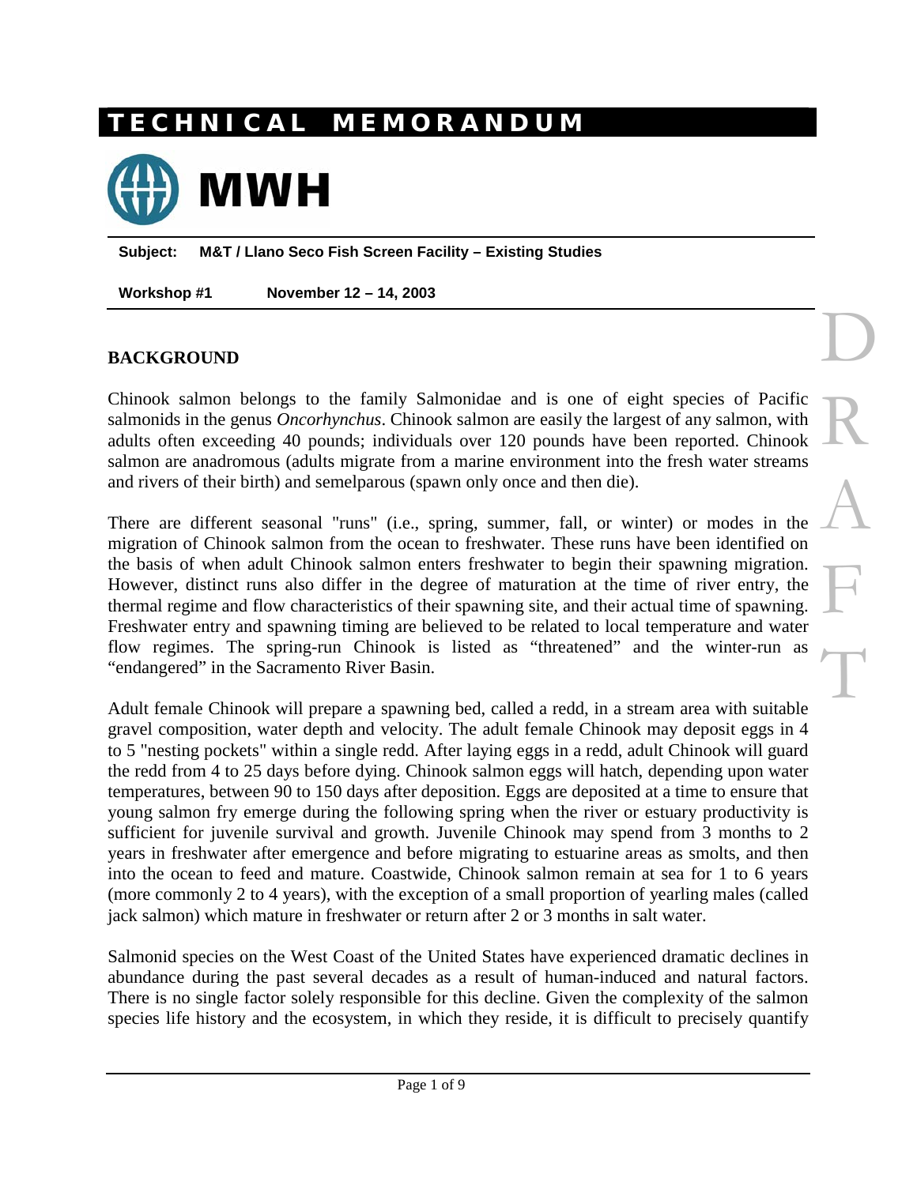# TECHNICAL MEMORANDUM

MWH

**Subject: M&T / Llano Seco Fish Screen Facility – Existing Studies**

**Workshop #1 November 12 – 14, 2003**

## BACKGROUND

Chinook salmon belongs to the family Salmonidae and is one of eight species of Pacific salmonids in the genus *Oncorhynchus*. Chinook salmon are easily the largest of any salmon, with adults often exceeding 40 pounds; individuals over 120 pounds have been reported. Chinook salmon are anadromous (adults migrate from a marine environment into the fresh water streams and rivers of their birth) and semelparous (spawn only once and then die).

There are different seasonal "runs" (i.e., spring, summer, fall, or winter) or modes in the migration of Chinook salmon from the ocean to freshwater. These runs have been identified on the basis of when adult Chinook salmon enters freshwater to begin their spawning migration. However, distinct runs also differ in the degree of maturation at the time of river entry, the thermal regime and flow characteristics of their spawning site, and their actual time of spawning. Freshwater entry and spawning timing are believed to be related to local temperature and water flow regimes. The spring-run Chinook is listed as "threatened" and the winter-run as "endangered" in the Sacramento River Basin.

Adult female Chinook will prepare a spawning bed, called a redd, in a stream area with suitable gravel composition, water depth and velocity. The adult female Chinook may deposit eggs in 4 to 5 "nesting pockets" within a single redd. After laying eggs in a redd, adult Chinook will guard the redd from 4 to 25 days before dying. Chinook salmon eggs will hatch, depending upon water temperatures, between 90 to 150 days after deposition. Eggs are deposited at a time to ensure that young salmon fry emerge during the following spring when the river or estuary productivity is sufficient for juvenile survival and growth. Juvenile Chinook may spend from 3 months to 2 years in freshwater after emergence and before migrating to estuarine areas as smolts, and then into the ocean to feed and mature. Coastwide, Chinook salmon remain at sea for 1 to 6 years (more commonly 2 to 4 years), with the exception of a small proportion of yearling males (called jack salmon) which mature in freshwater or return after 2 or 3 months in salt water.

Salmonid species on the West Coast of the United States have experienced dramatic declines in abundance during the past several decades as a result of human-induced and natural factors. There is no single factor solely responsible for this decline. Given the complexity of the salmon species life history and the ecosystem, in which they reside, it is difficult to precisely quantify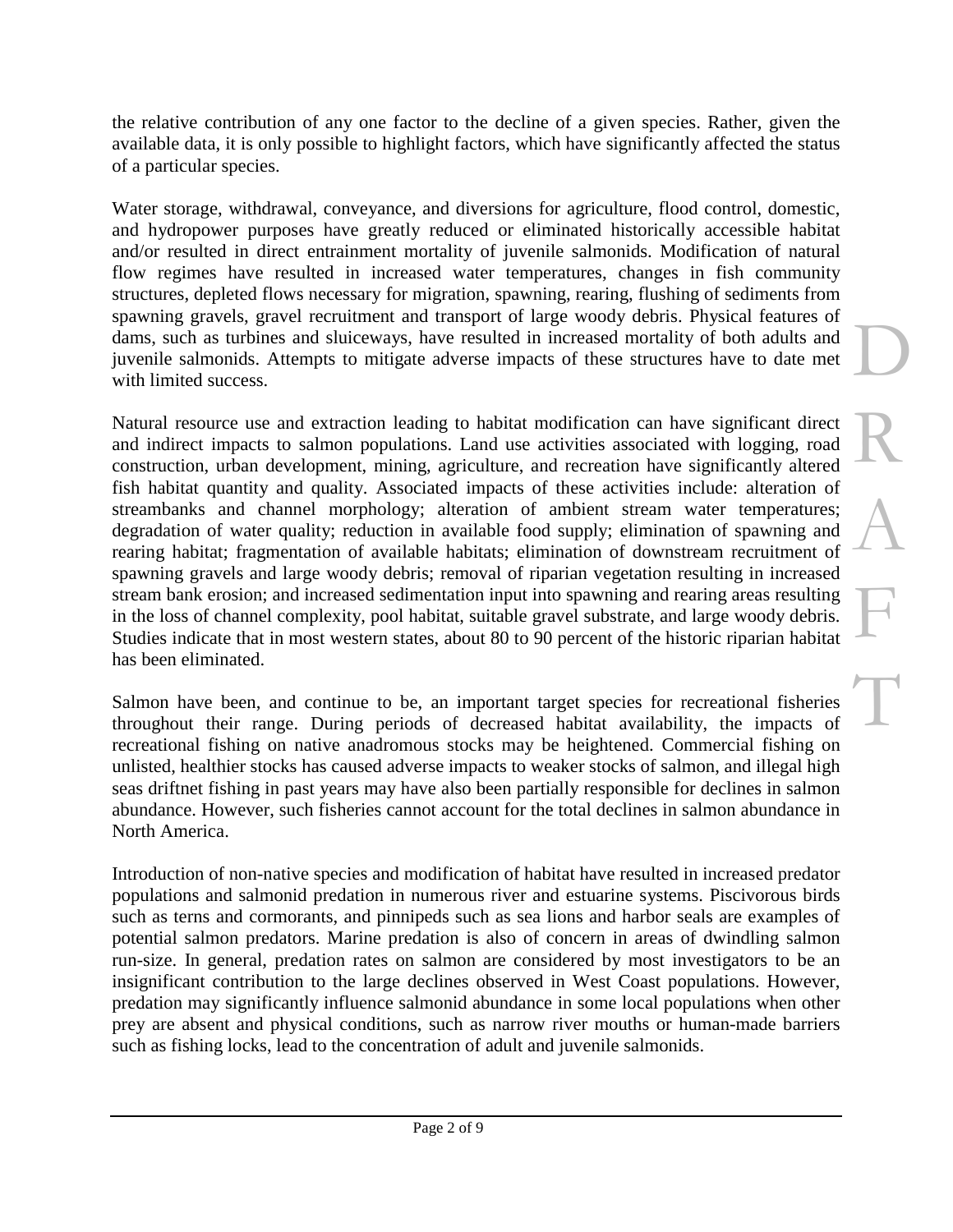the relative contribution of any one factor to the decline of a given species. Rather, given the available data, it is only possible to highlight factors, which have significantly affected the status of a particular species.

Water storage, withdrawal, conveyance, and diversions for agriculture, flood control, domestic, and hydropower purposes have greatly reduced or eliminated historically accessible habitat and/or resulted in direct entrainment mortality of juvenile salmonids. Modification of natural flow regimes have resulted in increased water temperatures, changes in fish community structures, depleted flows necessary for migration, spawning, rearing, flushing of sediments from spawning gravels, gravel recruitment and transport of large woody debris. Physical features of dams, such as turbines and sluiceways, have resulted in increased mortality of both adults and juvenile salmonids. Attempts to mitigate adverse impacts of these structures have to date met with limited success.

Natural resource use and extraction leading to habitat modification can have significant direct and indirect impacts to salmon populations. Land use activities associated with logging, road construction, urban development, mining, agriculture, and recreation have significantly altered fish habitat quantity and quality. Associated impacts of these activities include: alteration of streambanks and channel morphology; alteration of ambient stream water temperatures; degradation of water quality; reduction in available food supply; elimination of spawning and rearing habitat; fragmentation of available habitats; elimination of downstream recruitment of spawning gravels and large woody debris; removal of riparian vegetation resulting in increased stream bank erosion; and increased sedimentation input into spawning and rearing areas resulting in the loss of channel complexity, pool habitat, suitable gravel substrate, and large woody debris. Studies indicate that in most western states, about 80 to 90 percent of the historic riparian habitat has been eliminated.

Salmon have been, and continue to be, an important target species for recreational fisheries throughout their range. During periods of decreased habitat availability, the impacts of recreational fishing on native anadromous stocks may be heightened. Commercial fishing on unlisted, healthier stocks has caused adverse impacts to weaker stocks of salmon, and illegal high seas driftnet fishing in past years may have also been partially responsible for declines in salmon abundance. However, such fisheries cannot account for the total declines in salmon abundance in North America.

Introduction of non-native species and modification of habitat have resulted in increased predator populations and salmonid predation in numerous river and estuarine systems. Piscivorous birds such as terns and cormorants, and pinnipeds such as sea lions and harbor seals are examples of potential salmon predators. Marine predation is also of concern in areas of dwindling salmon run-size. In general, predation rates on salmon are considered by most investigators to be an insignificant contribution to the large declines observed in West Coast populations. However, predation may significantly influence salmonid abundance in some local populations when other prey are absent and physical conditions, such as narrow river mouths or human-made barriers such as fishing locks, lead to the concentration of adult and juvenile salmonids.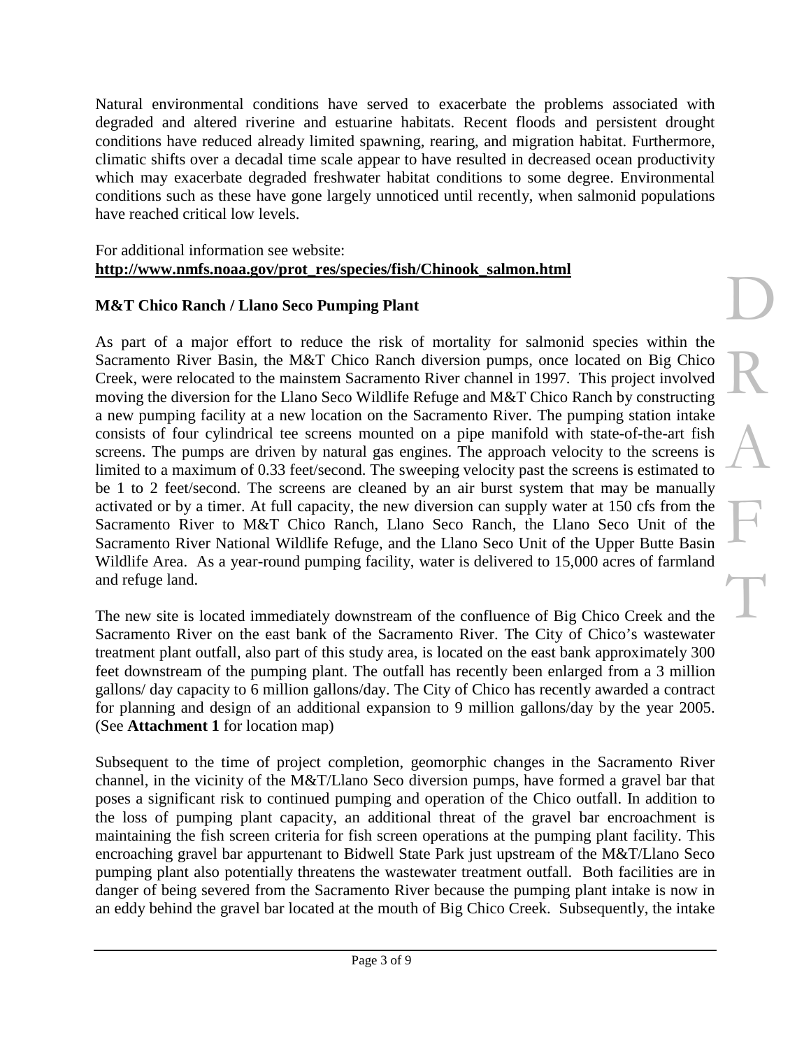Natural environmental conditions have served to exacerbate the problems associated with degraded and altered riverine and estuarine habitats. Recent floods and persistent drought conditions have reduced already limited spawning, rearing, and migration habitat. Furthermore, climatic shifts over a decadal time scale appear to have resulted in decreased ocean productivity which may exacerbate degraded freshwater habitat conditions to some degree. Environmental conditions such as these have gone largely unnoticed until recently, when salmonid populations have reached critical low levels.

For additional information see website:
**http://www.nmfs.noaa.gov/prot_res/species/fish/Chinook_salmon.html**

**M&T Chico Ranch / Llano Seco Pumping Plant**

As part of a major effort to reduce the risk of mortality for salmonid species within the Sacramento River Basin, the M&T Chico Ranch diversion pumps, once located on Big Chico Creek, were relocated to the mainstem Sacramento River channel in 1997. This project involved moving the diversion for the Llano Seco Wildlife Refuge and M&T Chico Ranch by constructing a new pumping facility at a new location on the Sacramento River. The pumping station intake consists of four cylindrical tee screens mounted on a pipe manifold with state-of-the-art fish screens. The pumps are driven by natural gas engines. The approach velocity to the screens is limited to a maximum of 0.33 feet/second. The sweeping velocity past the screens is estimated to be 1 to 2 feet/second. The screens are cleaned by an air burst system that may be manually activated or by a timer. At full capacity, the new diversion can supply water at 150 cfs from the Sacramento River to M&T Chico Ranch, Llano Seco Ranch, the Llano Seco Unit of the Sacramento River National Wildlife Refuge, and the Llano Seco Unit of the Upper Butte Basin Wildlife Area. As a year-round pumping facility, water is delivered to 15,000 acres of farmland and refuge land.

The new site is located immediately downstream of the confluence of Big Chico Creek and the Sacramento River on the east bank of the Sacramento River. The City of Chico's wastewater treatment plant outfall, also part of this study area, is located on the east bank approximately 300 feet downstream of the pumping plant. The outfall has recently been enlarged from a 3 million gallons/ day capacity to 6 million gallons/day. The City of Chico has recently awarded a contract for planning and design of an additional expansion to 9 million gallons/day by the year 2005. (See **Attachment 1** for location map)

Subsequent to the time of project completion, geomorphic changes in the Sacramento River channel, in the vicinity of the M&T/Llano Seco diversion pumps, have formed a gravel bar that poses a significant risk to continued pumping and operation of the Chico outfall. In addition to the loss of pumping plant capacity, an additional threat of the gravel bar encroachment is maintaining the fish screen criteria for fish screen operations at the pumping plant facility. This encroaching gravel bar appurtenant to Bidwell State Park just upstream of the M&T/Llano Seco pumping plant also potentially threatens the wastewater treatment outfall. Both facilities are in danger of being severed from the Sacramento River because the pumping plant intake is now in an eddy behind the gravel bar located at the mouth of Big Chico Creek. Subsequently, the intake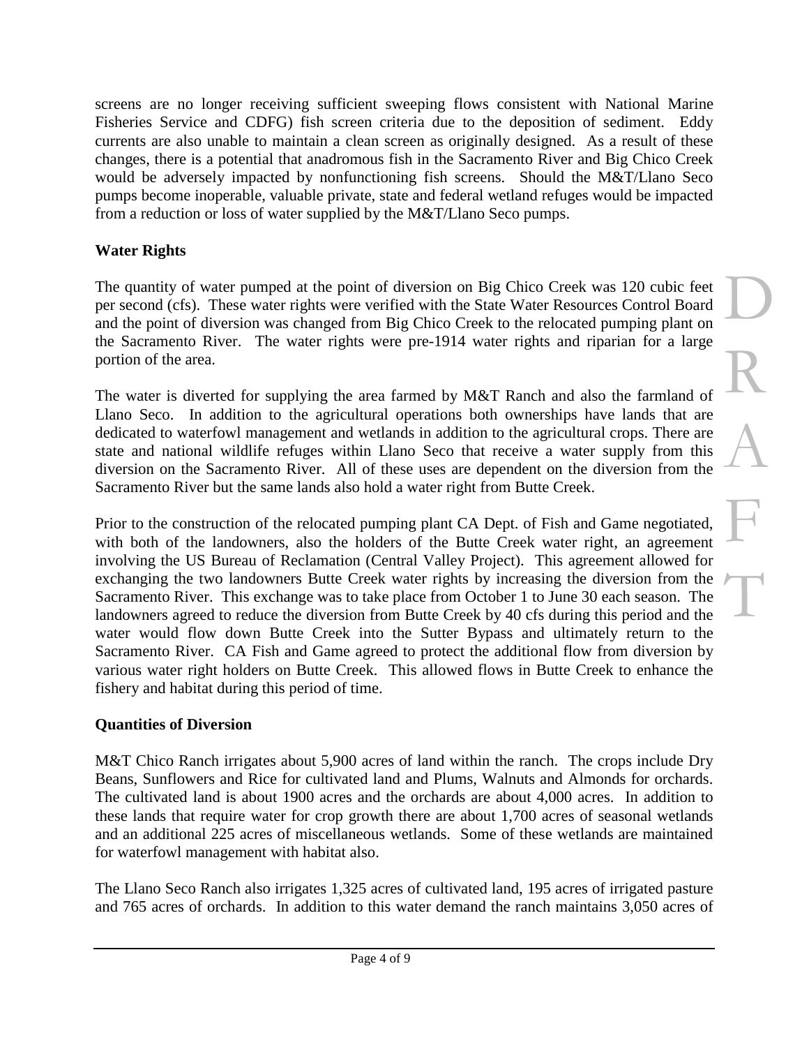screens are no longer receiving sufficient sweeping flows consistent with National Marine Fisheries Service and CDFG) fish screen criteria due to the deposition of sediment. Eddy currents are also unable to maintain a clean screen as originally designed. As a result of these changes, there is a potential that anadromous fish in the Sacramento River and Big Chico Creek would be adversely impacted by nonfunctioning fish screens. Should the M&T/Llano Seco pumps become inoperable, valuable private, state and federal wetland refuges would be impacted from a reduction or loss of water supplied by the M&T/Llano Seco pumps.

**Water Rights**

The quantity of water pumped at the point of diversion on Big Chico Creek was 120 cubic feet per second (cfs). These water rights were verified with the State Water Resources Control Board and the point of diversion was changed from Big Chico Creek to the relocated pumping plant on the Sacramento River. The water rights were pre-1914 water rights and riparian for a large portion of the area.

The water is diverted for supplying the area farmed by M&T Ranch and also the farmland of Llano Seco. In addition to the agricultural operations both ownerships have lands that are dedicated to waterfowl management and wetlands in addition to the agricultural crops. There are state and national wildlife refuges within Llano Seco that receive a water supply from this diversion on the Sacramento River. All of these uses are dependent on the diversion from the Sacramento River but the same lands also hold a water right from Butte Creek.

Prior to the construction of the relocated pumping plant CA Dept. of Fish and Game negotiated, with both of the landowners, also the holders of the Butte Creek water right, an agreement involving the US Bureau of Reclamation (Central Valley Project). This agreement allowed for exchanging the two landowners Butte Creek water rights by increasing the diversion from the Sacramento River. This exchange was to take place from October 1 to June 30 each season. The landowners agreed to reduce the diversion from Butte Creek by 40 cfs during this period and the water would flow down Butte Creek into the Sutter Bypass and ultimately return to the Sacramento River. CA Fish and Game agreed to protect the additional flow from diversion by various water right holders on Butte Creek. This allowed flows in Butte Creek to enhance the fishery and habitat during this period of time.

**Quantities of Diversion**

M&T Chico Ranch irrigates about 5,900 acres of land within the ranch. The crops include Dry Beans, Sunflowers and Rice for cultivated land and Plums, Walnuts and Almonds for orchards. The cultivated land is about 1900 acres and the orchards are about 4,000 acres. In addition to these lands that require water for crop growth there are about 1,700 acres of seasonal wetlands and an additional 225 acres of miscellaneous wetlands. Some of these wetlands are maintained for waterfowl management with habitat also.

The Llano Seco Ranch also irrigates 1,325 acres of cultivated land, 195 acres of irrigated pasture and 765 acres of orchards. In addition to this water demand the ranch maintains 3,050 acres of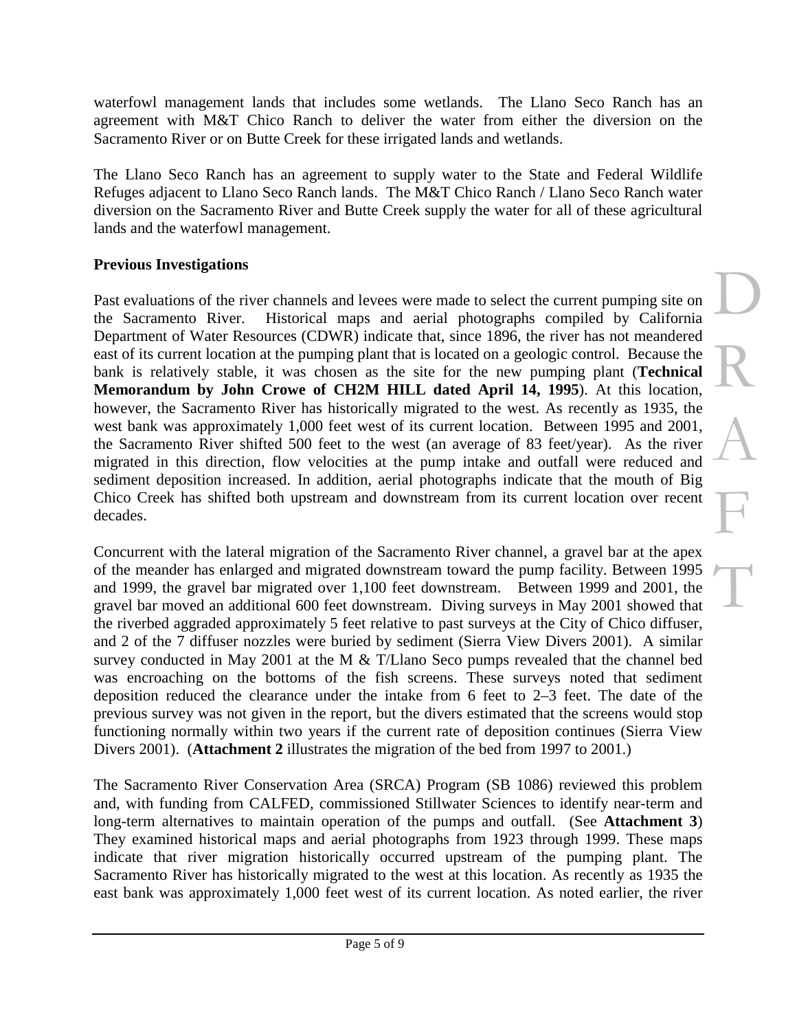waterfowl management lands that includes some wetlands. The Llano Seco Ranch has an agreement with M&T Chico Ranch to deliver the water from either the diversion on the Sacramento River or on Butte Creek for these irrigated lands and wetlands.

The Llano Seco Ranch has an agreement to supply water to the State and Federal Wildlife Refuges adjacent to Llano Seco Ranch lands. The M&T Chico Ranch / Llano Seco Ranch water diversion on the Sacramento River and Butte Creek supply the water for all of these agricultural lands and the waterfowl management.

**Previous Investigations**

Past evaluations of the river channels and levees were made to select the current pumping site on the Sacramento River. Historical maps and aerial photographs compiled by California Department of Water Resources (CDWR) indicate that, since 1896, the river has not meandered east of its current location at the pumping plant that is located on a geologic control. Because the bank is relatively stable, it was chosen as the site for the new pumping plant (**Technical Memorandum by John Crowe of CH2M HILL dated April 14, 1995**). At this location, however, the Sacramento River has historically migrated to the west. As recently as 1935, the west bank was approximately 1,000 feet west of its current location. Between 1995 and 2001, the Sacramento River shifted 500 feet to the west (an average of 83 feet/year). As the river migrated in this direction, flow velocities at the pump intake and outfall were reduced and sediment deposition increased. In addition, aerial photographs indicate that the mouth of Big Chico Creek has shifted both upstream and downstream from its current location over recent decades.

Concurrent with the lateral migration of the Sacramento River channel, a gravel bar at the apex of the meander has enlarged and migrated downstream toward the pump facility. Between 1995 and 1999, the gravel bar migrated over 1,100 feet downstream. Between 1999 and 2001, the gravel bar moved an additional 600 feet downstream. Diving surveys in May 2001 showed that the riverbed aggraded approximately 5 feet relative to past surveys at the City of Chico diffuser, and 2 of the 7 diffuser nozzles were buried by sediment (Sierra View Divers 2001). A similar survey conducted in May 2001 at the M & T/Llano Seco pumps revealed that the channel bed was encroaching on the bottoms of the fish screens. These surveys noted that sediment deposition reduced the clearance under the intake from 6 feet to 2–3 feet. The date of the previous survey was not given in the report, but the divers estimated that the screens would stop functioning normally within two years if the current rate of deposition continues (Sierra View Divers 2001). (**Attachment 2** illustrates the migration of the bed from 1997 to 2001.)

The Sacramento River Conservation Area (SRCA) Program (SB 1086) reviewed this problem and, with funding from CALFED, commissioned Stillwater Sciences to identify near-term and long-term alternatives to maintain operation of the pumps and outfall. (See **Attachment 3**) They examined historical maps and aerial photographs from 1923 through 1999. These maps indicate that river migration historically occurred upstream of the pumping plant. The Sacramento River has historically migrated to the west at this location. As recently as 1935 the east bank was approximately 1,000 feet west of its current location. As noted earlier, the river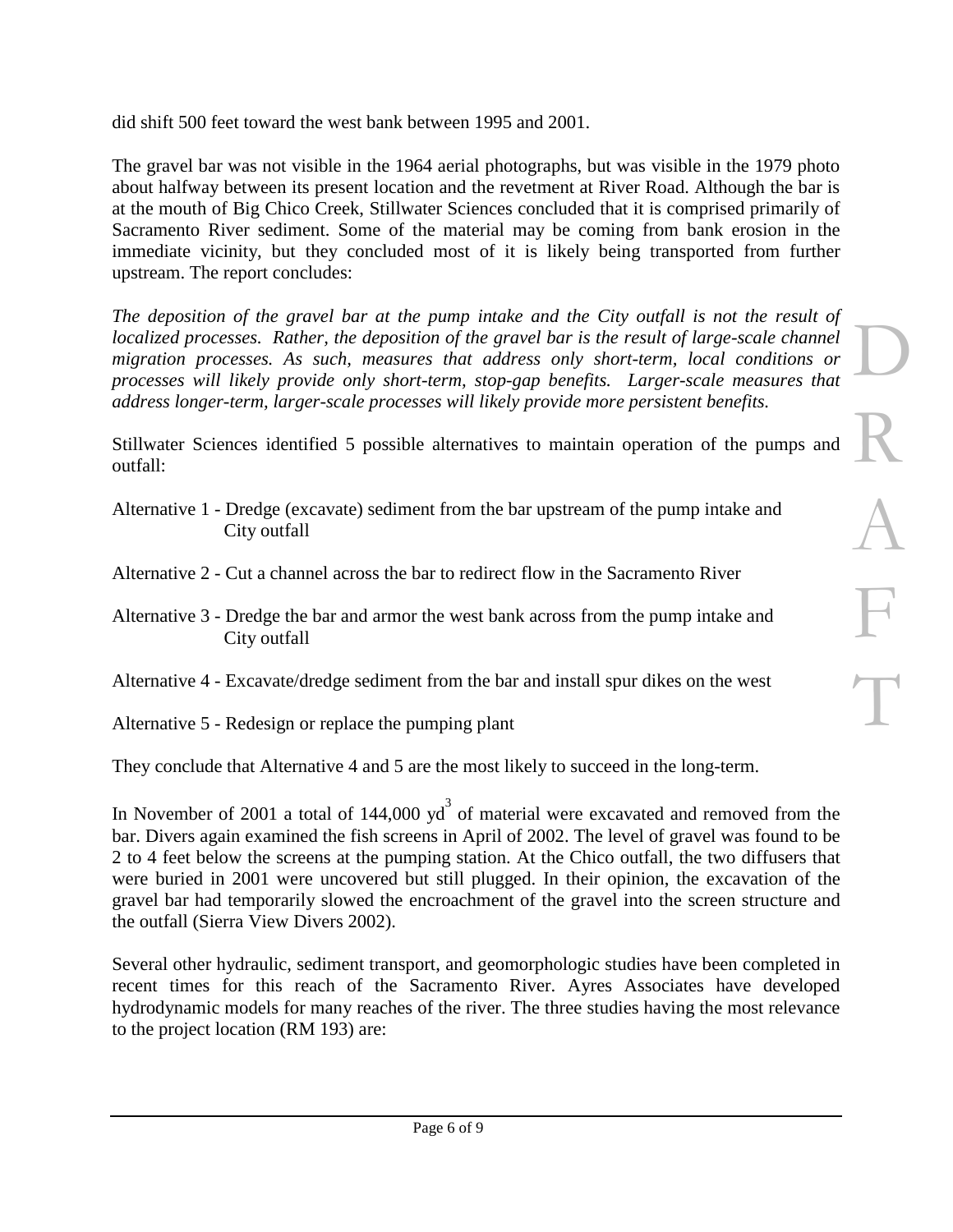did shift 500 feet toward the west bank between 1995 and 2001.

The gravel bar was not visible in the 1964 aerial photographs, but was visible in the 1979 photo about halfway between its present location and the revetment at River Road. Although the bar is at the mouth of Big Chico Creek, Stillwater Sciences concluded that it is comprised primarily of Sacramento River sediment. Some of the material may be coming from bank erosion in the immediate vicinity, but they concluded most of it is likely being transported from further upstream. The report concludes:

*The deposition of the gravel bar at the pump intake and the City outfall is not the result of localized processes. Rather, the deposition of the gravel bar is the result of large-scale channel migration processes. As such, measures that address only short-term, local conditions or processes will likely provide only short-term, stop-gap benefits. Larger-scale measures that address longer-term, larger-scale processes will likely provide more persistent benefits.*

Stillwater Sciences identified 5 possible alternatives to maintain operation of the pumps and outfall:

Alternative 1 - Dredge (excavate) sediment from the bar upstream of the pump intake and City outfall

Alternative 2 - Cut a channel across the bar to redirect flow in the Sacramento River

Alternative 3 - Dredge the bar and armor the west bank across from the pump intake and City outfall

Alternative 4 - Excavate/dredge sediment from the bar and install spur dikes on the west

Alternative 5 - Redesign or replace the pumping plant

They conclude that Alternative 4 and 5 are the most likely to succeed in the long-term.

In November of 2001 a total of 144,000 $yd^3$ of material were excavated and removed from the bar. Divers again examined the fish screens in April of 2002. The level of gravel was found to be 2 to 4 feet below the screens at the pumping station. At the Chico outfall, the two diffusers that were buried in 2001 were uncovered but still plugged. In their opinion, the excavation of the gravel bar had temporarily slowed the encroachment of the gravel into the screen structure and the outfall (Sierra View Divers 2002).

Several other hydraulic, sediment transport, and geomorphologic studies have been completed in recent times for this reach of the Sacramento River. Ayres Associates have developed hydrodynamic models for many reaches of the river. The three studies having the most relevance to the project location (RM 193) are: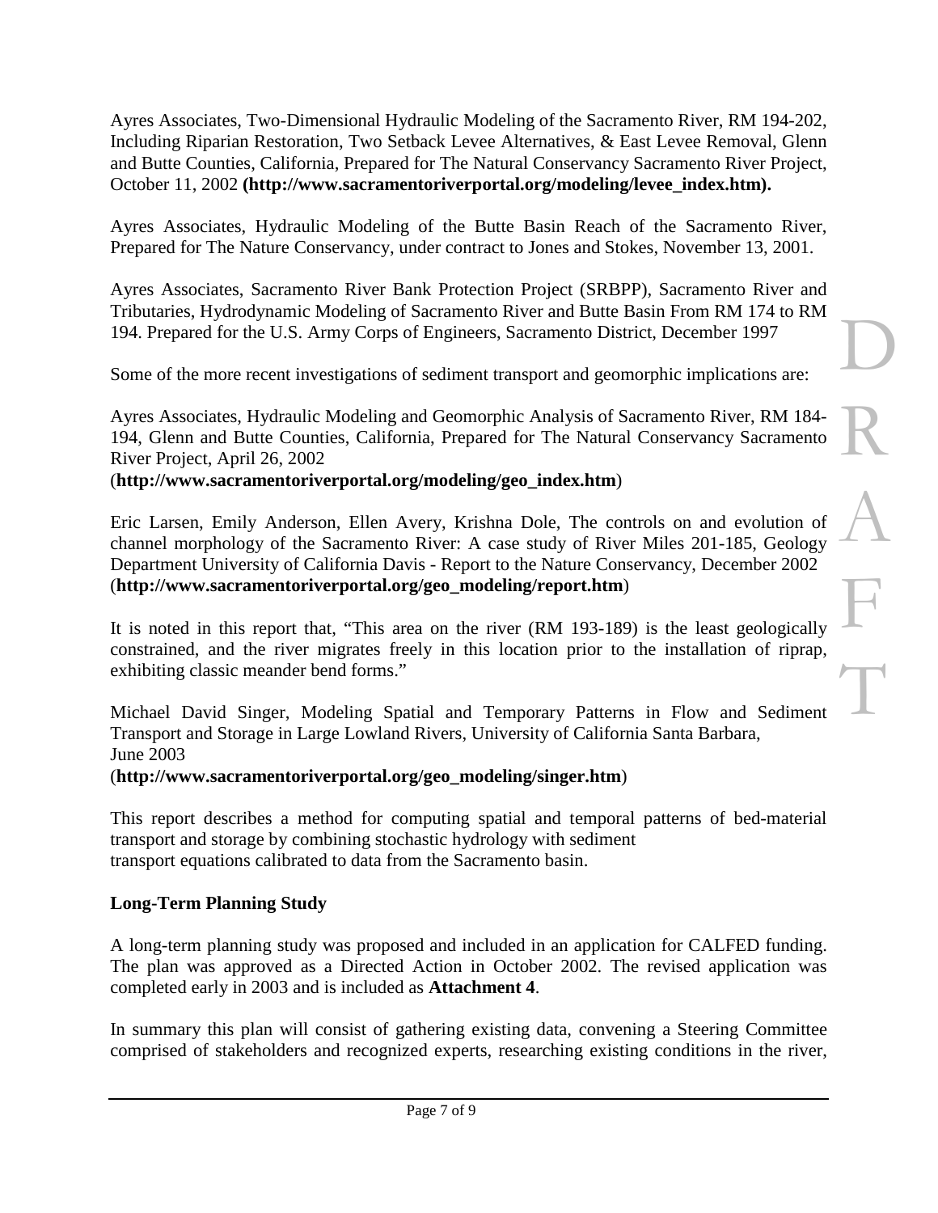Ayres Associates, Two-Dimensional Hydraulic Modeling of the Sacramento River, RM 194-202, Including Riparian Restoration, Two Setback Levee Alternatives, & East Levee Removal, Glenn and Butte Counties, California, Prepared for The Natural Conservancy Sacramento River Project, October 11, 2002 **(http://www.sacramentoriverportal.org/modeling/levee_index.htm).**

Ayres Associates, Hydraulic Modeling of the Butte Basin Reach of the Sacramento River, Prepared for The Nature Conservancy, under contract to Jones and Stokes, November 13, 2001.

Ayres Associates, Sacramento River Bank Protection Project (SRBPP), Sacramento River and Tributaries, Hydrodynamic Modeling of Sacramento River and Butte Basin From RM 174 to RM 194. Prepared for the U.S. Army Corps of Engineers, Sacramento District, December 1997

Some of the more recent investigations of sediment transport and geomorphic implications are:

Ayres Associates, Hydraulic Modeling and Geomorphic Analysis of Sacramento River, RM 184-194, Glenn and Butte Counties, California, Prepared for The Natural Conservancy Sacramento River Project, April 26, 2002
(**http://www.sacramentoriverportal.org/modeling/geo_index.htm**)

Eric Larsen, Emily Anderson, Ellen Avery, Krishna Dole, The controls on and evolution of channel morphology of the Sacramento River: A case study of River Miles 201-185, Geology Department University of California Davis - Report to the Nature Conservancy, December 2002
(**http://www.sacramentoriverportal.org/geo_modeling/report.htm**)

It is noted in this report that, "This area on the river (RM 193-189) is the least geologically constrained, and the river migrates freely in this location prior to the installation of riprap, exhibiting classic meander bend forms."

Michael David Singer, Modeling Spatial and Temporary Patterns in Flow and Sediment Transport and Storage in Large Lowland Rivers, University of California Santa Barbara, June 2003
(**http://www.sacramentoriverportal.org/geo_modeling/singer.htm**)

This report describes a method for computing spatial and temporal patterns of bed-material transport and storage by combining stochastic hydrology with sediment transport equations calibrated to data from the Sacramento basin.

**Long-Term Planning Study**

A long-term planning study was proposed and included in an application for CALFED funding. The plan was approved as a Directed Action in October 2002. The revised application was completed early in 2003 and is included as **Attachment 4**.

In summary this plan will consist of gathering existing data, convening a Steering Committee comprised of stakeholders and recognized experts, researching existing conditions in the river,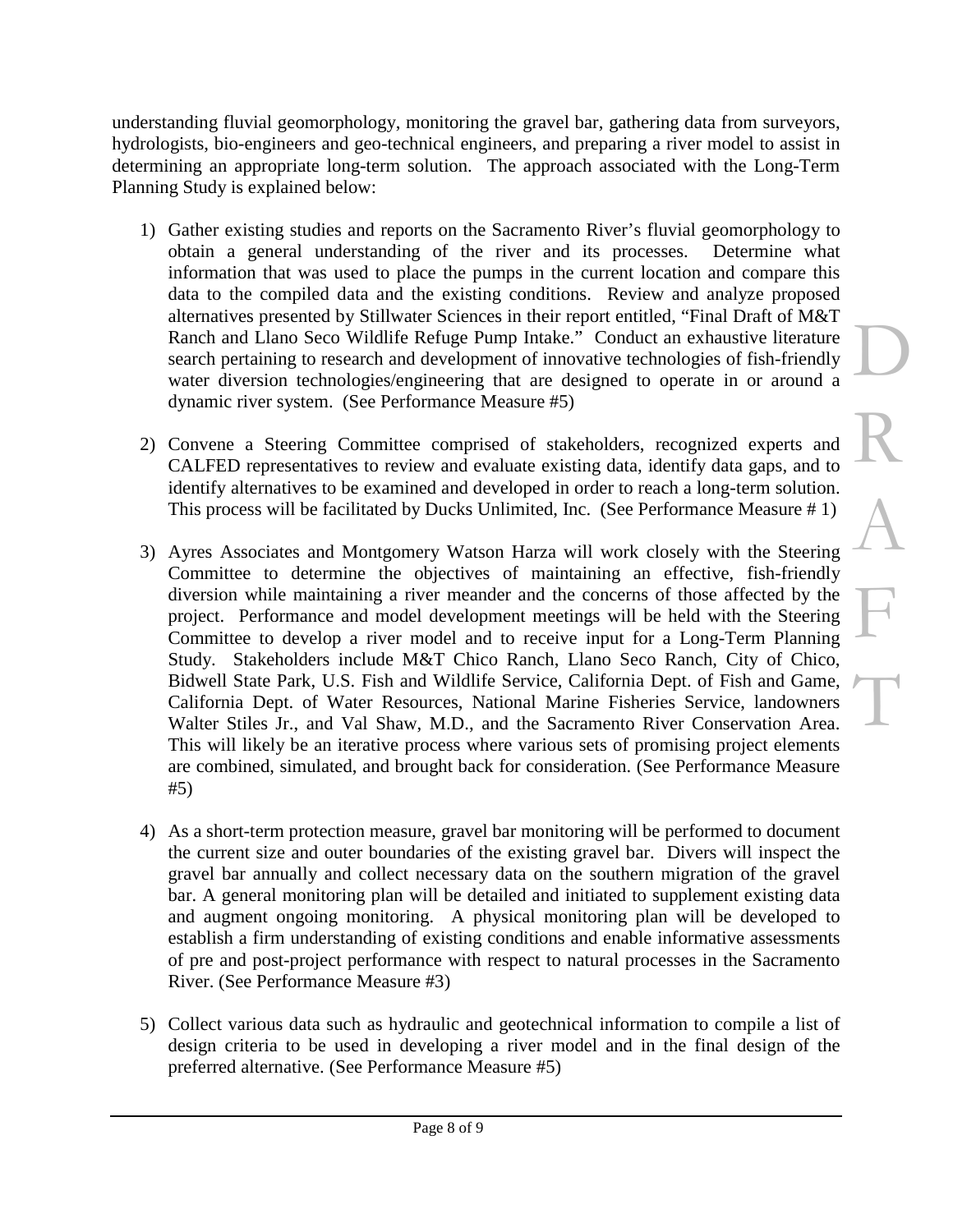understanding fluvial geomorphology, monitoring the gravel bar, gathering data from surveyors, hydrologists, bio-engineers and geo-technical engineers, and preparing a river model to assist in determining an appropriate long-term solution. The approach associated with the Long-Term Planning Study is explained below:

1) Gather existing studies and reports on the Sacramento River's fluvial geomorphology to obtain a general understanding of the river and its processes. Determine what information that was used to place the pumps in the current location and compare this data to the compiled data and the existing conditions. Review and analyze proposed alternatives presented by Stillwater Sciences in their report entitled, "Final Draft of M&T Ranch and Llano Seco Wildlife Refuge Pump Intake." Conduct an exhaustive literature search pertaining to research and development of innovative technologies of fish-friendly water diversion technologies/engineering that are designed to operate in or around a dynamic river system. (See Performance Measure #5)

2) Convene a Steering Committee comprised of stakeholders, recognized experts and CALFED representatives to review and evaluate existing data, identify data gaps, and to identify alternatives to be examined and developed in order to reach a long-term solution. This process will be facilitated by Ducks Unlimited, Inc. (See Performance Measure # 1)

3) Ayres Associates and Montgomery Watson Harza will work closely with the Steering Committee to determine the objectives of maintaining an effective, fish-friendly diversion while maintaining a river meander and the concerns of those affected by the project. Performance and model development meetings will be held with the Steering Committee to develop a river model and to receive input for a Long-Term Planning Study. Stakeholders include M&T Chico Ranch, Llano Seco Ranch, City of Chico, Bidwell State Park, U.S. Fish and Wildlife Service, California Dept. of Fish and Game, California Dept. of Water Resources, National Marine Fisheries Service, landowners Walter Stiles Jr., and Val Shaw, M.D., and the Sacramento River Conservation Area. This will likely be an iterative process where various sets of promising project elements are combined, simulated, and brought back for consideration. (See Performance Measure #5)

4) As a short-term protection measure, gravel bar monitoring will be performed to document the current size and outer boundaries of the existing gravel bar. Divers will inspect the gravel bar annually and collect necessary data on the southern migration of the gravel bar. A general monitoring plan will be detailed and initiated to supplement existing data and augment ongoing monitoring. A physical monitoring plan will be developed to establish a firm understanding of existing conditions and enable informative assessments of pre and post-project performance with respect to natural processes in the Sacramento River. (See Performance Measure #3)

5) Collect various data such as hydraulic and geotechnical information to compile a list of design criteria to be used in developing a river model and in the final design of the preferred alternative. (See Performance Measure #5)

DRAFT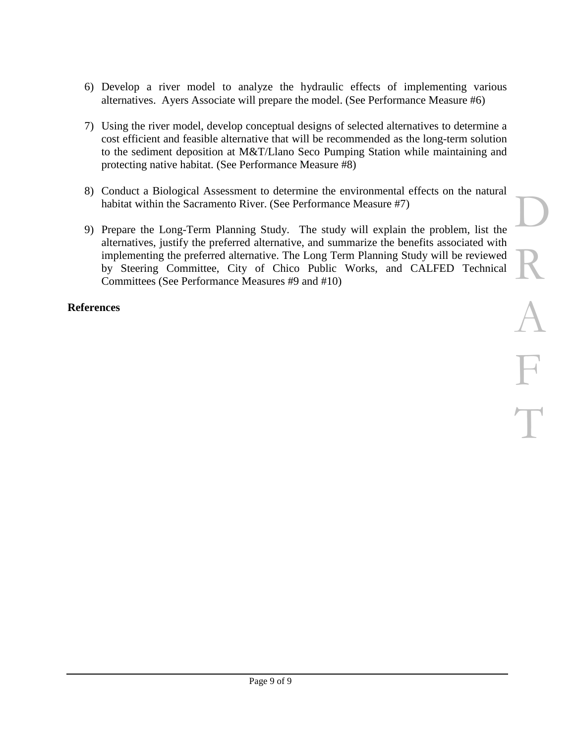6) Develop a river model to analyze the hydraulic effects of implementing various alternatives. Ayers Associate will prepare the model. (See Performance Measure #6)

7) Using the river model, develop conceptual designs of selected alternatives to determine a cost efficient and feasible alternative that will be recommended as the long-term solution to the sediment deposition at M&T/Llano Seco Pumping Station while maintaining and protecting native habitat. (See Performance Measure #8)

8) Conduct a Biological Assessment to determine the environmental effects on the natural habitat within the Sacramento River. (See Performance Measure #7)

9) Prepare the Long-Term Planning Study. The study will explain the problem, list the alternatives, justify the preferred alternative, and summarize the benefits associated with implementing the preferred alternative. The Long Term Planning Study will be reviewed by Steering Committee, City of Chico Public Works, and CALFED Technical Committees (See Performance Measures #9 and #10)

**References**

DRAFT